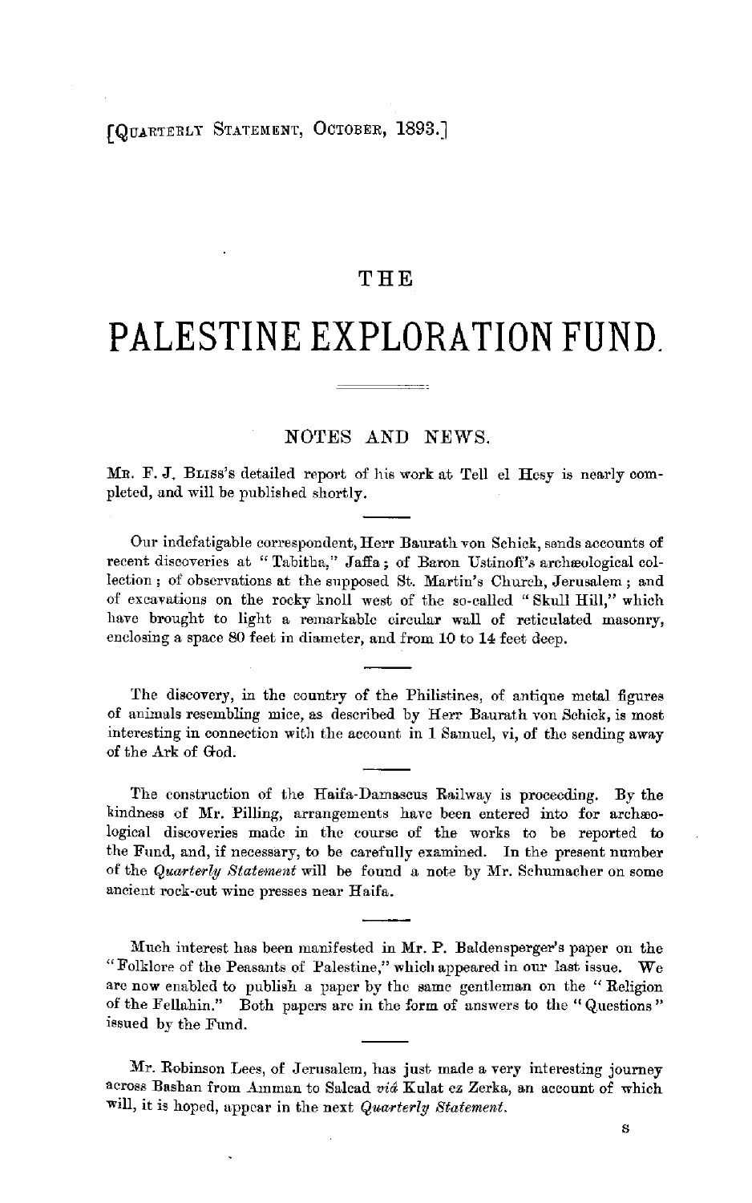[Quarterly Statement, October, 1893.]

# THE

# PALESTINE EXPLORATION FUND.

## NOTES AND NEWS.

Mr. F. J. Bliss's detailed report of his work at Tell el Hesy is nearly completed, and will be published shortly.

Our indefatigable correspondent, Herr Baurath von Schick, sends accounts of recent discoveries at "Tabitha," Jaffa; of Baron Ustinoff's archæological collection; of observations at the supposed St. Martin's Church, Jerusalem; and of excavations on the rocky knoll west of the so-called "Skull Hill," which have brought to light a remarkable circular wall of reticulated masonry, enclosing a space 80 feet in diameter, and from 10 to 14 feet deep.

The discovery, in the country of the Philistines, of antique metal figures of animals resembling mice, as described by Herr Baurath von Schick, is most interesting in connection with the account in 1 Samuel, vi, of the sending away of the Ark of God.

The construction of the Haifa-Damascus Railway is proceeding. By the kindness of Mr. Pilling, arrangements have been entered into for archæological discoveries made in the course of the works to be reported to the Fund, and, if necessary, to be carefully examined. In the present number of the *Quarterly Statement* will be found a note by Mr. Schumacher on some ancient rock-cut wine presses near Haifa.

Much interest has been manifested in Mr. P. Baldensperger's paper on the "Folklore of the Peasants of Palestine," which appeared in our last issue. We are now enabled to publish a paper by the same gentleman on the "Religion of the Fellahin." Both papers are in the form of answers to the "Questions" issued by the Fund.

Mr. Robinson Lees, of Jerusalem, has just made a very interesting journey across Bashan from Amman to Salcad *viâ* Kulat ez Zerka, an account of which will, it is hoped, appear in the next *Quarterly Statement*.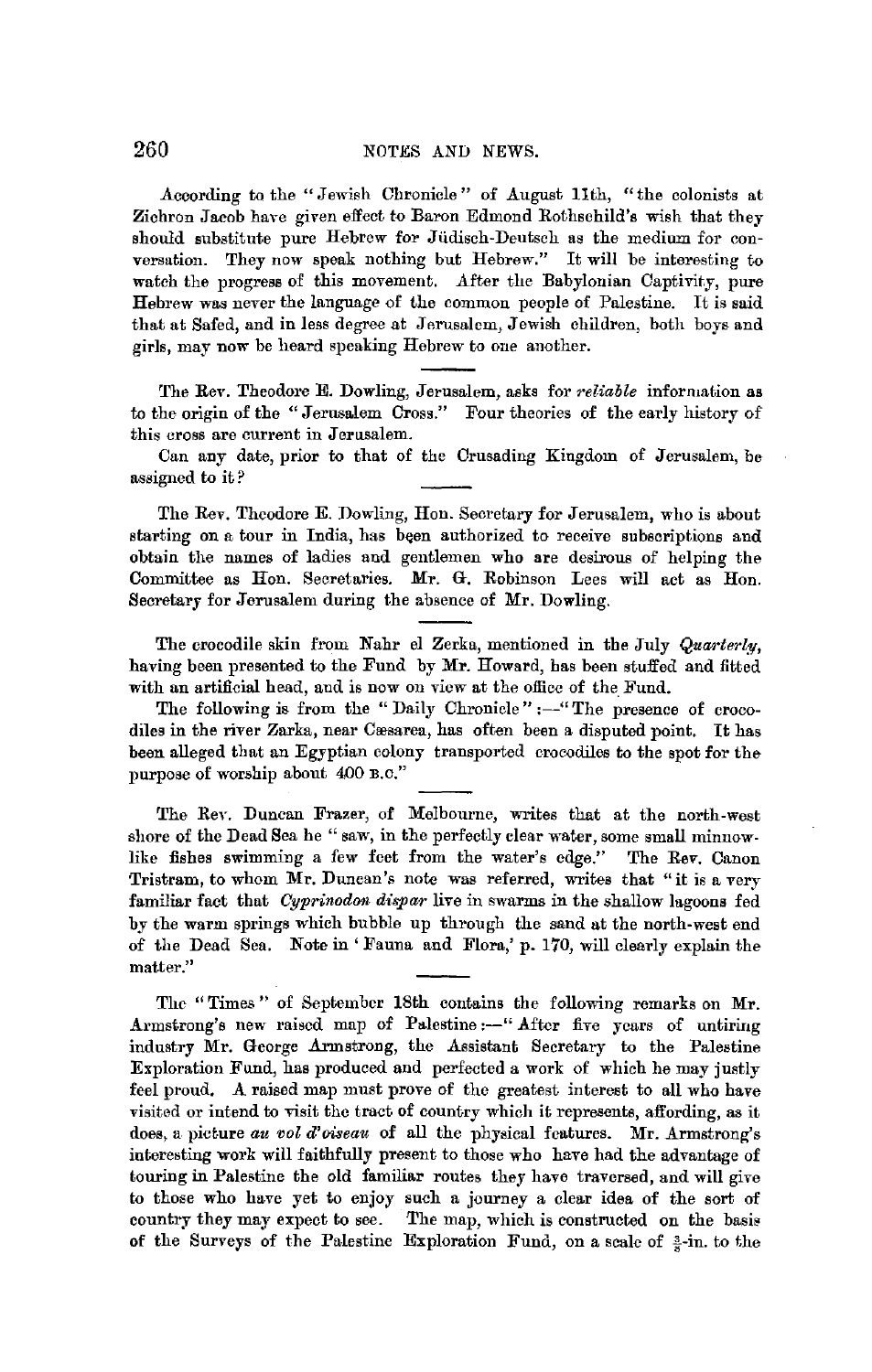According to the "Jewish Chronicle" of August 11th, "the colonists at Zichron Jacob have given effect to Baron Edmond Rothschild's wish that they should substitute pure Hebrew for Jüdisch-Deutsch as the medium for conversation. They now speak nothing but Hebrew." It will be interesting to watch the progress of this movement. After the Babylonian Captivity, pure Hebrew was never the language of the common people of Palestine. It is said that at Safed, and in less degree at Jerusalem, Jewish children, both boys and girls, may now be heard speaking Hebrew to one another.

---

The Rev. Theodore E. Dowling, Jerusalem, asks for *reliable* information as to the origin of the "Jerusalem Cross." Four theories of the early history of this cross are current in Jerusalem.

Can any date, prior to that of the Crusading Kingdom of Jerusalem, be assigned to it?

---

The Rev. Theodore E. Dowling, Hon. Secretary for Jerusalem, who is about starting on a tour in India, has been authorized to receive subscriptions and obtain the names of ladies and gentlemen who are desirous of helping the Committee as Hon. Secretaries. Mr. G. Robinson Lees will act as Hon. Secretary for Jerusalem during the absence of Mr. Dowling.

---

The crocodile skin from Nahr el Zerka, mentioned in the July *Quarterly*, having been presented to the Fund by Mr. Howard, has been stuffed and fitted with an artificial head, and is now on view at the office of the Fund.

The following is from the "Daily Chronicle":—"The presence of crocodiles in the river Zarka, near Cæsarea, has often been a disputed point. It has been alleged that an Egyptian colony transported crocodiles to the spot for the purpose of worship about 400 B.C."

---

The Rev. Duncan Frazer, of Melbourne, writes that at the north-west shore of the Dead Sea he "saw, in the perfectly clear water, some small minnow-like fishes swimming a few feet from the water's edge." The Rev. Canon Tristram, to whom Mr. Duncan's note was referred, writes that "it is a very familiar fact that *Cyprinodon dispar* live in swarms in the shallow lagoons fed by the warm springs which bubble up through the sand at the north-west end of the Dead Sea. Note in 'Fauna and Flora,' p. 170, will clearly explain the matter."

---

The "Times" of September 18th contains the following remarks on Mr. Armstrong's new raised map of Palestine:—"After five years of untiring industry Mr. George Armstrong, the Assistant Secretary to the Palestine Exploration Fund, has produced and perfected a work of which he may justly feel proud. A raised map must prove of the greatest interest to all who have visited or intend to visit the tract of country which it represents, affording, as it does, a picture *au vol d'oiseau* of all the physical features. Mr. Armstrong's interesting work will faithfully present to those who have had the advantage of touring in Palestine the old familiar routes they have traversed, and will give to those who have yet to enjoy such a journey a clear idea of the sort of country they may expect to see. The map, which is constructed on the basis of the Surveys of the Palestine Exploration Fund, on a scale of $\frac{3}{8}$-in. to the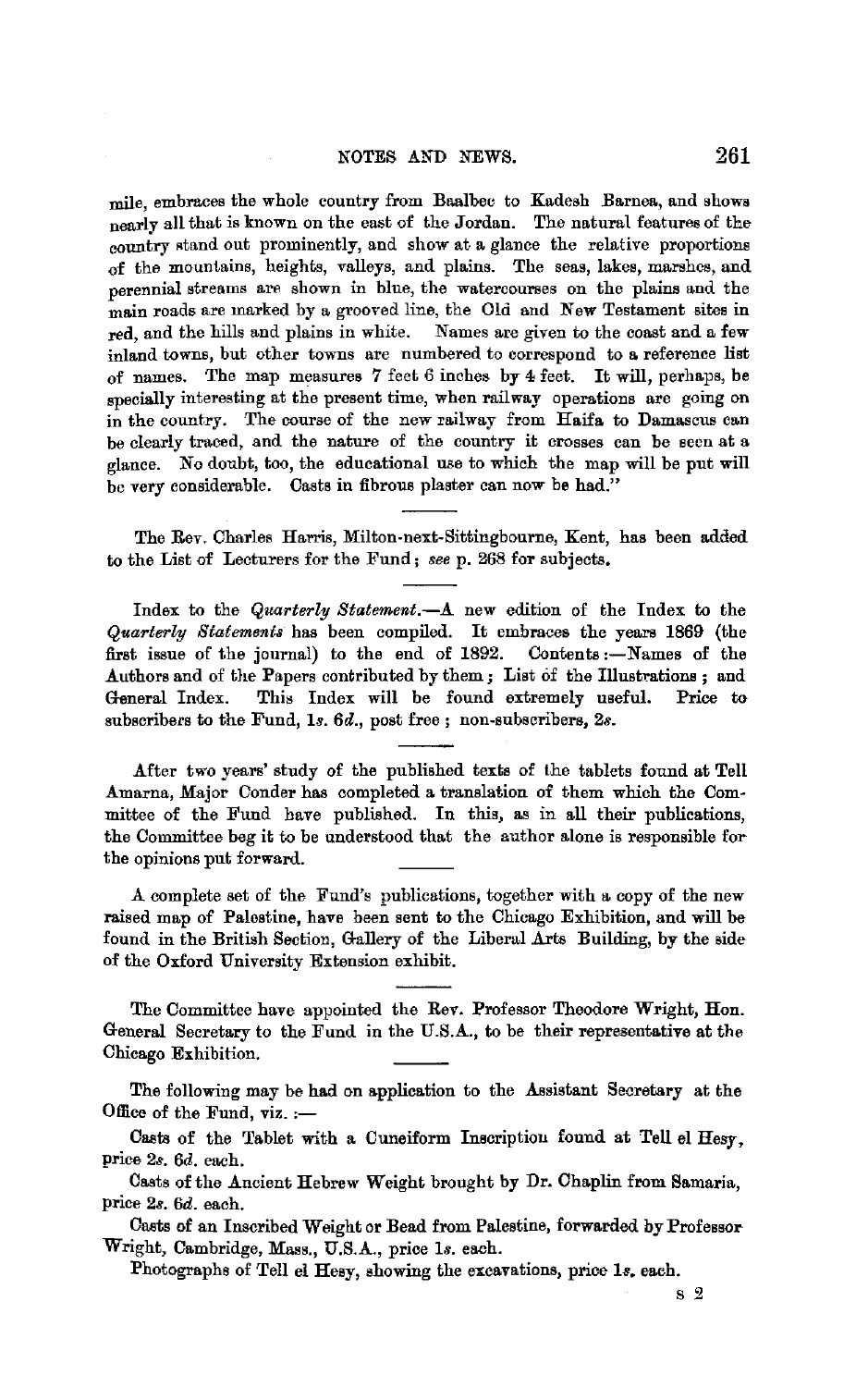mile, embraces the whole country from Baalbec to Kadesh Barnea, and shows nearly all that is known on the east of the Jordan. The natural features of the country stand out prominently, and show at a glance the relative proportions of the mountains, heights, valleys, and plains. The seas, lakes, marshes, and perennial streams are shown in blue, the watercourses on the plains and the main roads are marked by a grooved line, the Old and New Testament sites in red, and the hills and plains in white. Names are given to the coast and a few inland towns, but other towns are numbered to correspond to a reference list of names. The map measures 7 feet 6 inches by 4 feet. It will, perhaps, be specially interesting at the present time, when railway operations are going on in the country. The course of the new railway from Haifa to Damascus can be clearly traced, and the nature of the country it crosses can be seen at a glance. No doubt, too, the educational use to which the map will be put will be very considerable. Casts in fibrous plaster can now be had."

---

The Rev. Charles Harris, Milton-next-Sittingbourne, Kent, has been added to the List of Lecturers for the Fund; *see* p. 268 for subjects.

---

Index to the *Quarterly Statement*.—A new edition of the Index to the *Quarterly Statements* has been compiled. It embraces the years 1869 (the first issue of the journal) to the end of 1892. Contents:—Names of the Authors and of the Papers contributed by them; List of the Illustrations; and General Index. This Index will be found extremely useful. Price to subscribers to the Fund, 1*s.* 6*d.*, post free; non-subscribers, 2*s.*

---

After two years' study of the published texts of the tablets found at Tell Amarna, Major Conder has completed a translation of them which the Committee of the Fund have published. In this, as in all their publications, the Committee beg it to be understood that the author alone is responsible for the opinions put forward.

---

A complete set of the Fund's publications, together with a copy of the new raised map of Palestine, have been sent to the Chicago Exhibition, and will be found in the British Section, Gallery of the Liberal Arts Building, by the side of the Oxford University Extension exhibit.

---

The Committee have appointed the Rev. Professor Theodore Wright, Hon. General Secretary to the Fund in the U.S.A., to be their representative at the Chicago Exhibition.

---

The following may be had on application to the Assistant Secretary at the Office of the Fund, viz.:—

Casts of the Tablet with a Cuneiform Inscription found at Tell el Hesy, price 2*s.* 6*d.* each.

Casts of the Ancient Hebrew Weight brought by Dr. Chaplin from Samaria, price 2*s.* 6*d.* each.

Casts of an Inscribed Weight or Bead from Palestine, forwarded by Professor Wright, Cambridge, Mass., U.S.A., price 1*s.* each.

Photographs of Tell el Hesy, showing the excavations, price 1*s.* each.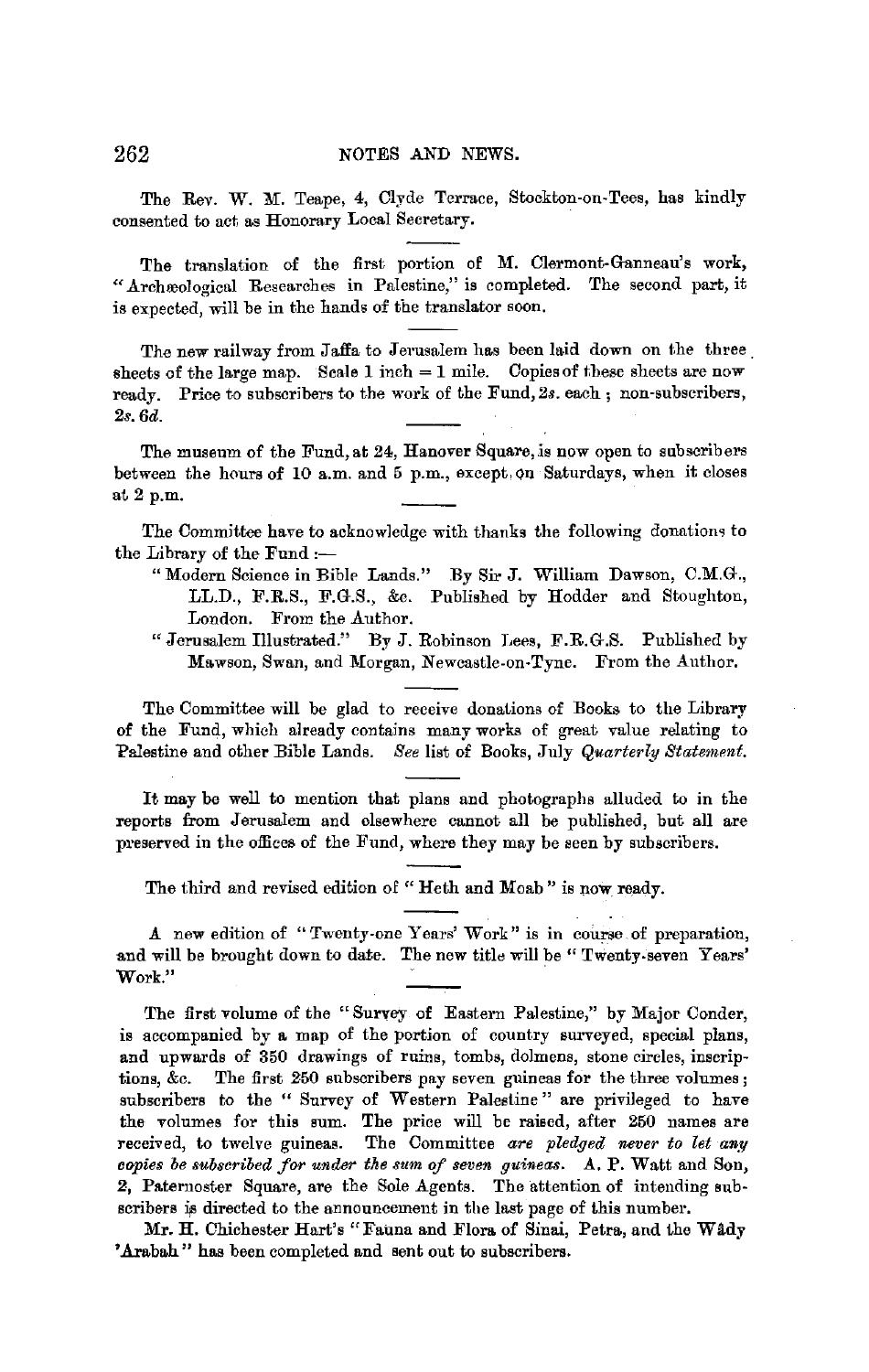The Rev. W. M. Teape, 4, Clyde Terrace, Stockton-on-Tees, has kindly consented to act as Honorary Local Secretary.

---

The translation of the first portion of M. Clermont-Ganneau's work, "Archæological Researches in Palestine," is completed. The second part, it is expected, will be in the hands of the translator soon.

---

The new railway from Jaffa to Jerusalem has been laid down on the three sheets of the large map. Scale 1 inch = 1 mile. Copies of these sheets are now ready. Price to subscribers to the work of the Fund, *2s.* each ; non-subscribers, *2s. 6d.*

---

The museum of the Fund, at 24, Hanover Square, is now open to subscribers between the hours of 10 a.m. and 5 p.m., except on Saturdays, when it closes at 2 p.m.

---

The Committee have to acknowledge with thanks the following donations to the Library of the Fund :—

"Modern Science in Bible Lands." By Sir J. William Dawson, C.M.G., LL.D., F.R.S., F.G.S., &c. Published by Hodder and Stoughton, London. From the Author.

"Jerusalem Illustrated." By J. Robinson Lees, F.R.G.S. Published by Mawson, Swan, and Morgan, Newcastle-on-Tyne. From the Author.

---

The Committee will be glad to receive donations of Books to the Library of the Fund, which already contains many works of great value relating to Palestine and other Bible Lands. *See* list of Books, July *Quarterly Statement.*

---

It may be well to mention that plans and photographs alluded to in the reports from Jerusalem and elsewhere cannot all be published, but all are preserved in the offices of the Fund, where they may be seen by subscribers.

---

The third and revised edition of "Heth and Moab" is now ready.

---

A new edition of "Twenty-one Years' Work" is in course of preparation, and will be brought down to date. The new title will be "Twenty-seven Years' Work."

---

The first volume of the "Survey of Eastern Palestine," by Major Conder, is accompanied by a map of the portion of country surveyed, special plans, and upwards of 350 drawings of ruins, tombs, dolmens, stone circles, inscriptions, &c. The first 250 subscribers pay seven guineas for the three volumes ; subscribers to the "Survey of Western Palestine" are privileged to have the volumes for this sum. The price will be raised, after 250 names are received, to twelve guineas. The Committee *are pledged never to let any copies be subscribed for under the sum of seven guineas.* A. P. Watt and Son, 2, Paternoster Square, are the Sole Agents. The attention of intending subscribers is directed to the announcement in the last page of this number.

Mr. H. Chichester Hart's "Fauna and Flora of Sinai, Petra, and the Wâdy 'Arabah" has been completed and sent out to subscribers.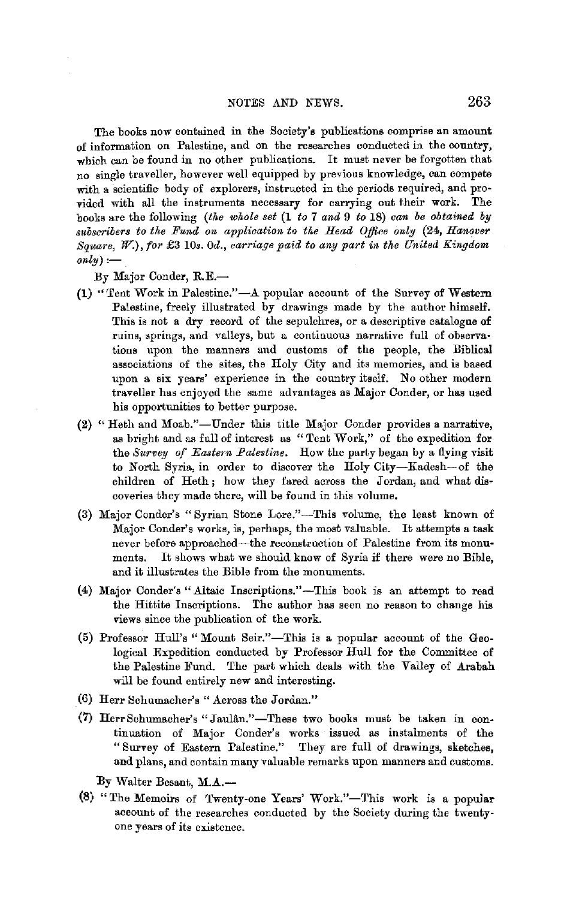The books now contained in the Society's publications comprise an amount of information on Palestine, and on the researches conducted in the country, which can be found in no other publications. It must never be forgotten that no single traveller, however well equipped by previous knowledge, can compete with a scientific body of explorers, instructed in the periods required, and provided with all the instruments necessary for carrying out their work. The books are the following (*the whole set* (1 *to* 7 *and* 9 *to* 18) *can be obtained by subscribers to the Fund on application to the Head Office only* (24, *Hanover Square, W.*), *for* £3 10*s*. 0*d*., *carriage paid to any part in the United Kingdom only*) :—

By Major Conder, R.E.—

(1) "Tent Work in Palestine."—A popular account of the Survey of Western Palestine, freely illustrated by drawings made by the author himself. This is not a dry record of the sepulchres, or a descriptive catalogue of ruins, springs, and valleys, but a continuous narrative full of observations upon the manners and customs of the people, the Biblical associations of the sites, the Holy City and its memories, and is based upon a six years' experience in the country itself. No other modern traveller has enjoyed the same advantages as Major Conder, or has used his opportunities to better purpose.

(2) "Heth and Moab."—Under this title Major Conder provides a narrative, as bright and as full of interest as "Tent Work," of the expedition for the *Survey of Eastern Palestine*. How the party began by a flying visit to North Syria, in order to discover the Holy City—Kadesh—of the children of Heth; how they fared across the Jordan, and what discoveries they made there, will be found in this volume.

(3) Major Conder's "Syrian Stone Lore."—This volume, the least known of Major Conder's works, is, perhaps, the most valuable. It attempts a task never before approached—the reconstruction of Palestine from its monuments. It shows what we should know of Syria if there were no Bible, and it illustrates the Bible from the monuments.

(4) Major Conder's "Altaic Inscriptions."—This book is an attempt to read the Hittite Inscriptions. The author has seen no reason to change his views since the publication of the work.

(5) Professor Hull's "Mount Seir."—This is a popular account of the Geological Expedition conducted by Professor Hull for the Committee of the Palestine Fund. The part which deals with the Valley of Arabah will be found entirely new and interesting.

(6) Herr Schumacher's "Across the Jordan."

(7) Herr Schumacher's "Jaulân."—These two books must be taken in continuation of Major Conder's works issued as instalments of the "Survey of Eastern Palestine." They are full of drawings, sketches, and plans, and contain many valuable remarks upon manners and customs.

By Walter Besant, M.A.—

(8) "The Memoirs of Twenty-one Years' Work."—This work is a popular account of the researches conducted by the Society during the twenty-one years of its existence.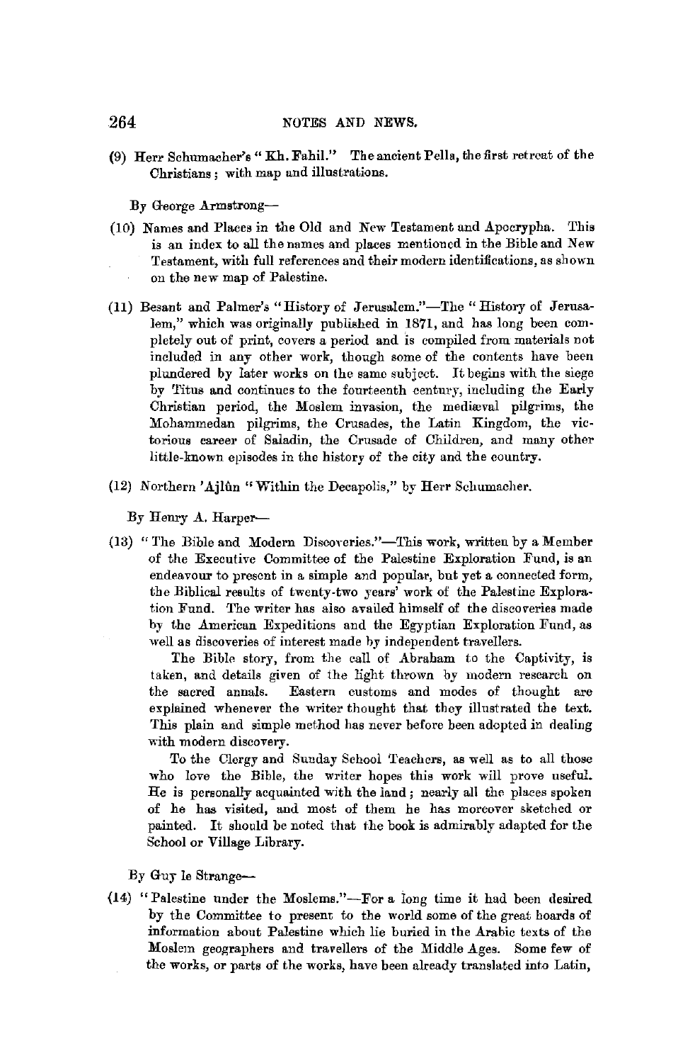(9) Herr Schumacher's "Kh. Fahil." The ancient Pella, the first retreat of the Christians; with map and illustrations.

By George Armstrong—

(10) Names and Places in the Old and New Testament and Apocrypha. This is an index to all the names and places mentioned in the Bible and New Testament, with full references and their modern identifications, as shown on the new map of Palestine.

(11) Besant and Palmer's "History of Jerusalem."—The "History of Jerusalem," which was originally published in 1871, and has long been completely out of print, covers a period and is compiled from materials not included in any other work, though some of the contents have been plundered by later works on the same subject. It begins with the siege by Titus and continues to the fourteenth century, including the Early Christian period, the Moslem invasion, the mediæval pilgrims, the Mohammedan pilgrims, the Crusades, the Latin Kingdom, the victorious career of Saladin, the Crusade of Children, and many other little-known episodes in the history of the city and the country.

(12) Northern 'Ajlûn "Within the Decapolis," by Herr Schumacher.

By Henry A. Harper—

(13) "The Bible and Modern Discoveries."—This work, written by a Member of the Executive Committee of the Palestine Exploration Fund, is an endeavour to present in a simple and popular, but yet a connected form, the Biblical results of twenty-two years' work of the Palestine Exploration Fund. The writer has also availed himself of the discoveries made by the American Expeditions and the Egyptian Exploration Fund, as well as discoveries of interest made by independent travellers.

The Bible story, from the call of Abraham to the Captivity, is taken, and details given of the light thrown by modern research on the sacred annals. Eastern customs and modes of thought are explained whenever the writer thought that they illustrated the text. This plain and simple method has never before been adopted in dealing with modern discovery.

To the Clergy and Sunday School Teachers, as well as to all those who love the Bible, the writer hopes this work will prove useful. He is personally acquainted with the land; nearly all the places spoken of he has visited, and most of them he has moreover sketched or painted. It should be noted that the book is admirably adapted for the School or Village Library.

By Guy le Strange—

(14) "Palestine under the Moslems."—For a long time it had been desired by the Committee to present to the world some of the great hoards of information about Palestine which lie buried in the Arabic texts of the Moslem geographers and travellers of the Middle Ages. Some few of the works, or parts of the works, have been already translated into Latin,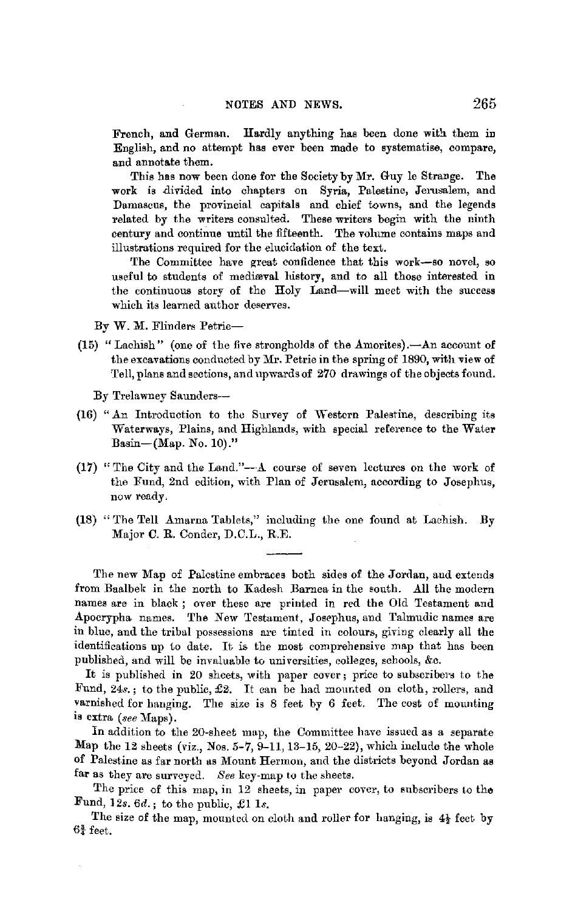French, and German. Hardly anything has been done with them in English, and no attempt has ever been made to systematise, compare, and annotate them.

This has now been done for the Society by Mr. Guy le Strange. The work is divided into chapters on Syria, Palestine, Jerusalem, and Damascus, the provincial capitals and chief towns, and the legends related by the writers consulted. These writers begin with the ninth century and continue until the fifteenth. The volume contains maps and illustrations required for the elucidation of the text.

The Committee have great confidence that this work—so novel, so useful to students of mediæval history, and to all those interested in the continuous story of the Holy Land—will meet with the success which its learned author deserves.

By W. M. Flinders Petrie—

(15) "Lachish" (one of the five strongholds of the Amorites).—An account of the excavations conducted by Mr. Petrie in the spring of 1890, with view of Tell, plans and sections, and upwards of 270 drawings of the objects found.

By Trelawney Saunders—

(16) "An Introduction to the Survey of Western Palestine, describing its Waterways, Plains, and Highlands, with special reference to the Water Basin—(Map. No. 10)."

(17) "The City and the Land."—A course of seven lectures on the work of the Fund, 2nd edition, with Plan of Jerusalem, according to Josephus, now ready.

(18) "The Tell Amarna Tablets," including the one found at Lachish. By Major C. R. Conder, D.C.L., R.E.

---

The new Map of Palestine embraces both sides of the Jordan, and extends from Baalbek in the north to Kadesh Barnea in the south. All the modern names are in black; over these are printed in red the Old Testament and Apocrypha names. The New Testament, Josephus, and Talmudic names are in blue, and the tribal possessions are tinted in colours, giving clearly all the identifications up to date. It is the most comprehensive map that has been published, and will be invaluable to universities, colleges, schools, &c.

It is published in 20 sheets, with paper cover; price to subscribers to the Fund, 24*s.*; to the public, £2. It can be had mounted on cloth, rollers, and varnished for hanging. The size is 8 feet by 6 feet. The cost of mounting is extra (*see* Maps).

In addition to the 20-sheet map, the Committee have issued as a separate Map the 12 sheets (viz., Nos. 5–7, 9–11, 13–15, 20–22), which include the whole of Palestine as far north as Mount Hermon, and the districts beyond Jordan as far as they are surveyed. *See* key-map to the sheets.

The price of this map, in 12 sheets, in paper cover, to subscribers to the Fund, 12*s.* 6*d.*; to the public, £1 1*s.*

The size of the map, mounted on cloth and roller for hanging, is $4\frac{1}{2}$ feet by $6\frac{3}{4}$ feet.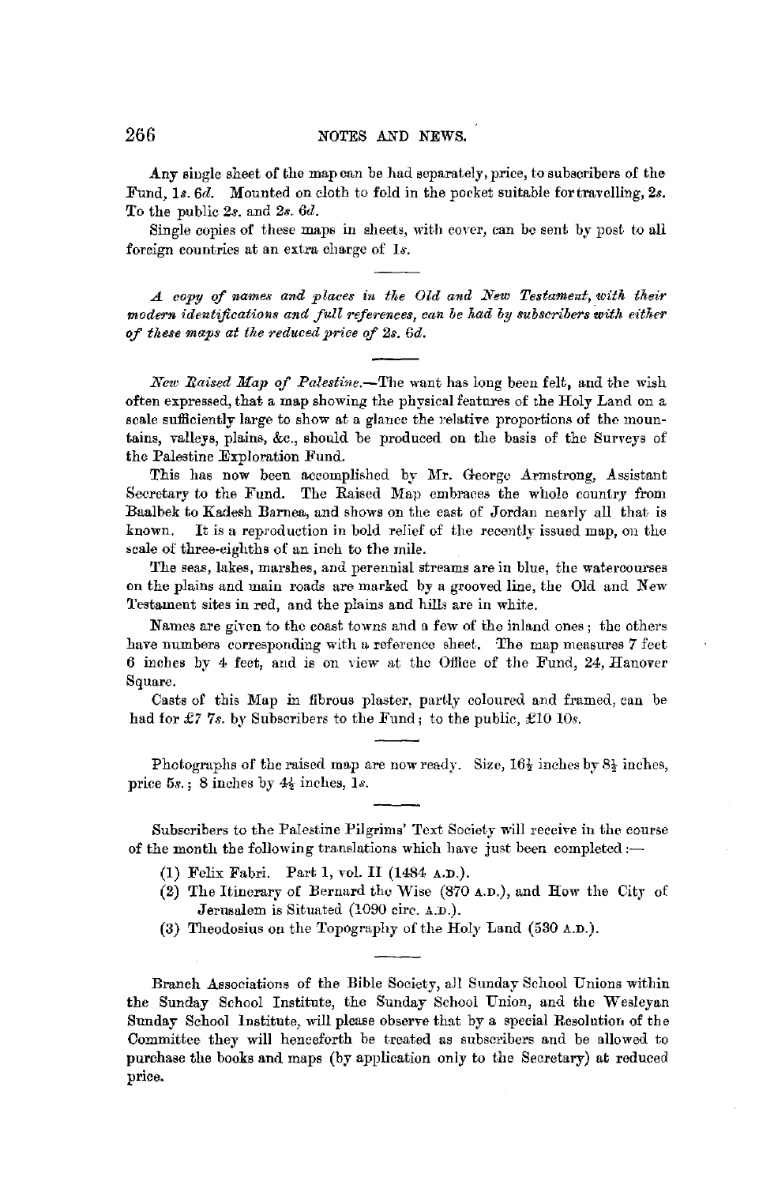Any single sheet of the map can be had separately, price, to subscribers of the Fund, 1*s.* 6*d.* Mounted on cloth to fold in the pocket suitable for travelling, 2*s.* To the public 2*s.* and 2*s.* 6*d.*

Single copies of these maps in sheets, with cover, can be sent by post to all foreign countries at an extra charge of 1*s.*

---

*A copy of names and places in the Old and New Testament, with their modern identifications and full references, can be had by subscribers with either of these maps at the reduced price of 2s. 6d.*

---

*New Raised Map of Palestine.*—The want has long been felt, and the wish often expressed, that a map showing the physical features of the Holy Land on a scale sufficiently large to show at a glance the relative proportions of the mountains, valleys, plains, &c., should be produced on the basis of the Surveys of the Palestine Exploration Fund.

This has now been accomplished by Mr. George Armstrong, Assistant Secretary to the Fund. The Raised Map embraces the whole country from Baalbek to Kadesh Barnea, and shows on the east of Jordan nearly all that is known. It is a reproduction in bold relief of the recently issued map, on the scale of three-eighths of an inch to the mile.

The seas, lakes, marshes, and perennial streams are in blue, the watercourses on the plains and main roads are marked by a grooved line, the Old and New Testament sites in red, and the plains and hills are in white.

Names are given to the coast towns and a few of the inland ones; the others have numbers corresponding with a reference sheet. The map measures 7 feet 6 inches by 4 feet, and is on view at the Office of the Fund, 24, Hanover Square.

Casts of this Map in fibrous plaster, partly coloured and framed, can be had for £7 7*s.* by Subscribers to the Fund; to the public, £10 10*s.*

---

Photographs of the raised map are now ready. Size, 16½ inches by 8½ inches, price 5*s.*; 8 inches by 4½ inches, 1*s.*

---

Subscribers to the Palestine Pilgrims' Text Society will receive in the course of the month the following translations which have just been completed:—

(1) Felix Fabri. Part 1, vol. II (1484 A.D.).
(2) The Itinerary of Bernard the Wise (870 A.D.), and How the City of Jerusalem is Situated (1090 circ. A.D.).
(3) Theodosius on the Topography of the Holy Land (530 A.D.).

---

Branch Associations of the Bible Society, all Sunday School Unions within the Sunday School Institute, the Sunday School Union, and the Wesleyan Sunday School Institute, will please observe that by a special Resolution of the Committee they will henceforth be treated as subscribers and be allowed to purchase the books and maps (by application only to the Secretary) at reduced price.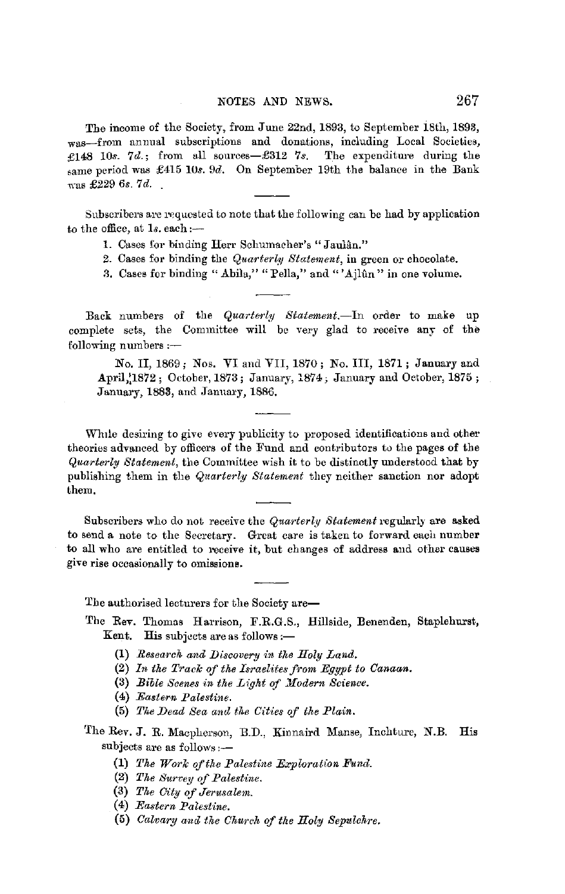The income of the Society, from June 22nd, 1893, to September 18th, 1893, was—from annual subscriptions and donations, including Local Societies, £148 10*s*. 7*d*.; from all sources—£312 7*s*. The expenditure during the same period was £415 10*s*. 9*d*. On September 19th the balance in the Bank was £229 6*s*. 7*d*.

---

Subscribers are requested to note that the following can be had by application to the office, at 1*s*. each:—

1. Cases for binding Herr Schumacher's "Jaulân."
2. Cases for binding the *Quarterly Statement*, in green or chocolate.
3. Cases for binding "Abila," "Pella," and "'Ajlûn" in one volume.

---

Back numbers of the *Quarterly Statement*.—In order to make up complete sets, the Committee will be very glad to receive any of the following numbers:—

No. II, 1869; Nos. VI and VII, 1870; No. III, 1871; January and April, 1872; October, 1873; January, 1874; January and October, 1875; January, 1883, and January, 1886.

---

While desiring to give every publicity to proposed identifications and other theories advanced by officers of the Fund and contributors to the pages of the *Quarterly Statement*, the Committee wish it to be distinctly understood that by publishing them in the *Quarterly Statement* they neither sanction nor adopt them.

---

Subscribers who do not receive the *Quarterly Statement* regularly are asked to send a note to the Secretary. Great care is taken to forward each number to all who are entitled to receive it, but changes of address and other causes give rise occasionally to omissions.

---

The authorised lecturers for the Society are—

The Rev. Thomas Harrison, F.R.G.S., Hillside, Benenden, Staplehurst, Kent. His subjects are as follows:—

(1) *Research and Discovery in the Holy Land.*
(2) *In the Track of the Israelites from Egypt to Canaan.*
(3) *Bible Scenes in the Light of Modern Science.*
(4) *Eastern Palestine.*
(5) *The Dead Sea and the Cities of the Plain.*

The Rev. J. R. Macpherson, B.D., Kinnaird Manse, Inchture, N.B. His subjects are as follows:—

(1) *The Work of the Palestine Exploration Fund.*
(2) *The Survey of Palestine.*
(3) *The City of Jerusalem.*
(4) *Eastern Palestine.*
(5) *Calvary and the Church of the Holy Sepulchre.*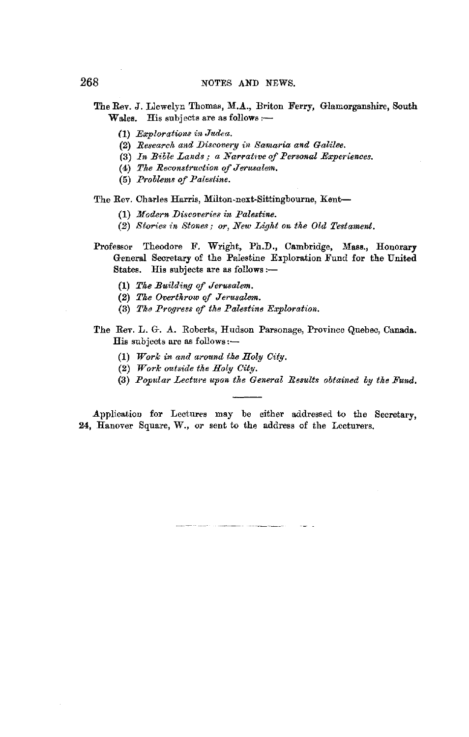The Rev. J. Llewelyn Thomas, M.A., Briton Ferry, Glamorganshire, South Wales. His subjects are as follows :—

(1) *Explorations in Judea.*
(2) *Research and Discovery in Samaria and Galilee.*
(3) *In Bible Lands ; a Narrative of Personal Experiences.*
(4) *The Reconstruction of Jerusalem.*
(5) *Problems of Palestine.*

The Rev. Charles Harris, Milton-next-Sittingbourne, Kent—

(1) *Modern Discoveries in Palestine.*
(2) *Stories in Stones ; or, New Light on the Old Testament.*

Professor Theodore F. Wright, Ph.D., Cambridge, Mass., Honorary General Secretary of the Palestine Exploration Fund for the United States. His subjects are as follows :—

(1) *The Building of Jerusalem.*
(2) *The Overthrow of Jerusalem.*
(3) *The Progress of the Palestine Exploration.*

The Rev. L. G. A. Roberts, Hudson Parsonage, Province Quebec, Canada. His subjects are as follows :—

(1) *Work in and around the Holy City.*
(2) *Work outside the Holy City.*
(3) *Popular Lecture upon the General Results obtained by the Fund.*

---

Application for Lectures may be either addressed to the Secretary, 24, Hanover Square, W., or sent to the address of the Lecturers.